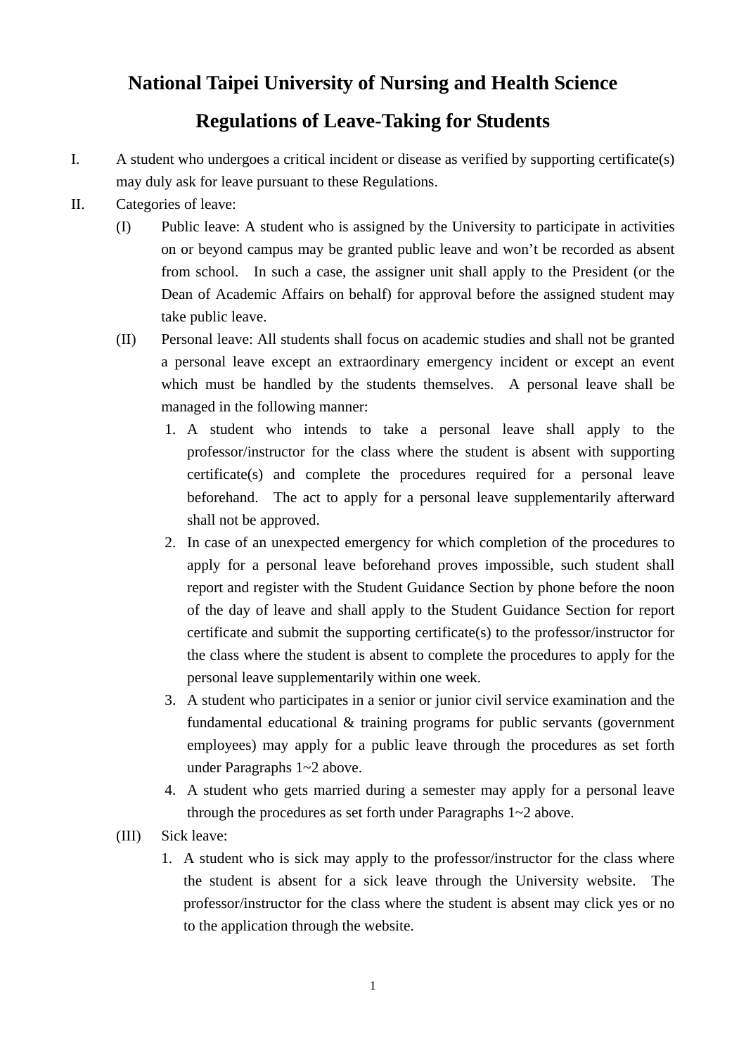# National Taipei University of Nursing and Health Science

## Regulations of Leave-Taking for Students

I. A student who undergoes a critical incident or disease as verified by supporting certificate(s) may duly ask for leave pursuant to these Regulations.

II. Categories of leave:

(I) Public leave: A student who is assigned by the University to participate in activities on or beyond campus may be granted public leave and won't be recorded as absent from school. In such a case, the assigner unit shall apply to the President (or the Dean of Academic Affairs on behalf) for approval before the assigned student may take public leave.

(II) Personal leave: All students shall focus on academic studies and shall not be granted a personal leave except an extraordinary emergency incident or except an event which must be handled by the students themselves. A personal leave shall be managed in the following manner:

1. A student who intends to take a personal leave shall apply to the professor/instructor for the class where the student is absent with supporting certificate(s) and complete the procedures required for a personal leave beforehand. The act to apply for a personal leave supplementarily afterward shall not be approved.
2. In case of an unexpected emergency for which completion of the procedures to apply for a personal leave beforehand proves impossible, such student shall report and register with the Student Guidance Section by phone before the noon of the day of leave and shall apply to the Student Guidance Section for report certificate and submit the supporting certificate(s) to the professor/instructor for the class where the student is absent to complete the procedures to apply for the personal leave supplementarily within one week.
3. A student who participates in a senior or junior civil service examination and the fundamental educational & training programs for public servants (government employees) may apply for a public leave through the procedures as set forth under Paragraphs 1~2 above.
4. A student who gets married during a semester may apply for a personal leave through the procedures as set forth under Paragraphs 1~2 above.

(III) Sick leave:

1. A student who is sick may apply to the professor/instructor for the class where the student is absent for a sick leave through the University website. The professor/instructor for the class where the student is absent may click yes or no to the application through the website.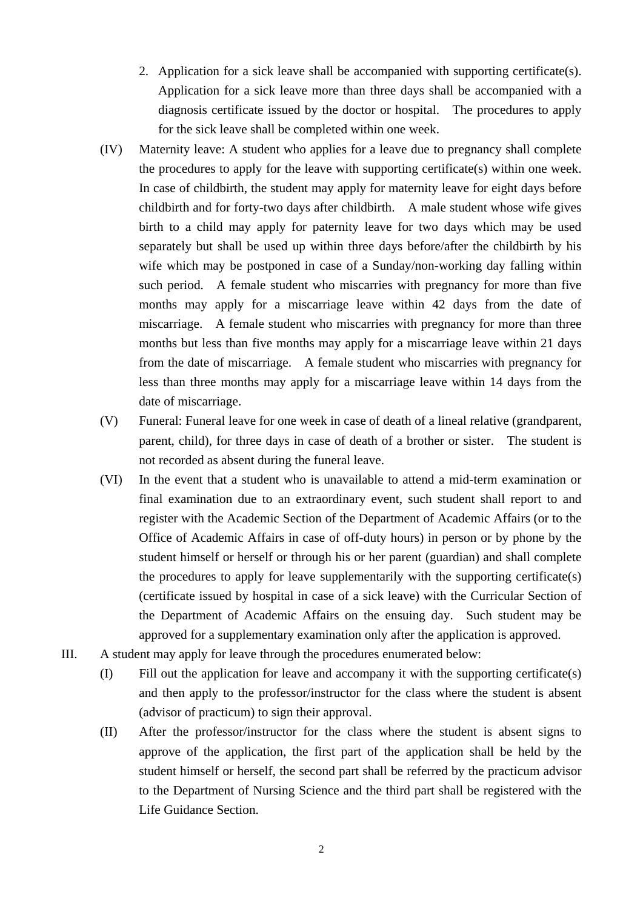2. Application for a sick leave shall be accompanied with supporting certificate(s). Application for a sick leave more than three days shall be accompanied with a diagnosis certificate issued by the doctor or hospital. The procedures to apply for the sick leave shall be completed within one week.

(IV) Maternity leave: A student who applies for a leave due to pregnancy shall complete the procedures to apply for the leave with supporting certificate(s) within one week. In case of childbirth, the student may apply for maternity leave for eight days before childbirth and for forty-two days after childbirth. A male student whose wife gives birth to a child may apply for paternity leave for two days which may be used separately but shall be used up within three days before/after the childbirth by his wife which may be postponed in case of a Sunday/non-working day falling within such period. A female student who miscarries with pregnancy for more than five months may apply for a miscarriage leave within 42 days from the date of miscarriage. A female student who miscarries with pregnancy for more than three months but less than five months may apply for a miscarriage leave within 21 days from the date of miscarriage. A female student who miscarries with pregnancy for less than three months may apply for a miscarriage leave within 14 days from the date of miscarriage.

(V) Funeral: Funeral leave for one week in case of death of a lineal relative (grandparent, parent, child), for three days in case of death of a brother or sister. The student is not recorded as absent during the funeral leave.

(VI) In the event that a student who is unavailable to attend a mid-term examination or final examination due to an extraordinary event, such student shall report to and register with the Academic Section of the Department of Academic Affairs (or to the Office of Academic Affairs in case of off-duty hours) in person or by phone by the student himself or herself or through his or her parent (guardian) and shall complete the procedures to apply for leave supplementarily with the supporting certificate(s) (certificate issued by hospital in case of a sick leave) with the Curricular Section of the Department of Academic Affairs on the ensuing day. Such student may be approved for a supplementary examination only after the application is approved.

III. A student may apply for leave through the procedures enumerated below:

(I) Fill out the application for leave and accompany it with the supporting certificate(s) and then apply to the professor/instructor for the class where the student is absent (advisor of practicum) to sign their approval.

(II) After the professor/instructor for the class where the student is absent signs to approve of the application, the first part of the application shall be held by the student himself or herself, the second part shall be referred by the practicum advisor to the Department of Nursing Science and the third part shall be registered with the Life Guidance Section.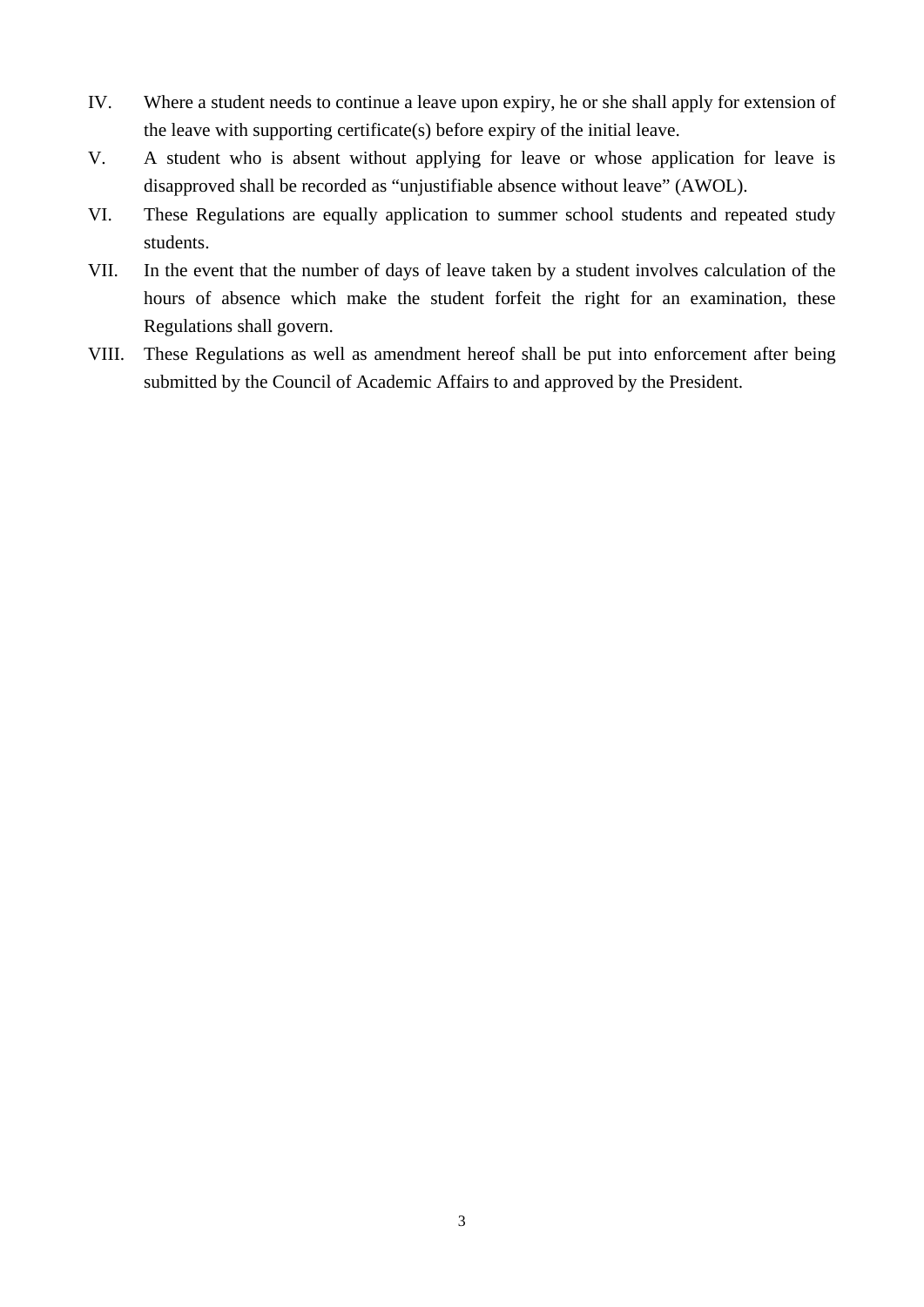IV. Where a student needs to continue a leave upon expiry, he or she shall apply for extension of the leave with supporting certificate(s) before expiry of the initial leave.

V. A student who is absent without applying for leave or whose application for leave is disapproved shall be recorded as "unjustifiable absence without leave" (AWOL).

VI. These Regulations are equally application to summer school students and repeated study students.

VII. In the event that the number of days of leave taken by a student involves calculation of the hours of absence which make the student forfeit the right for an examination, these Regulations shall govern.

VIII. These Regulations as well as amendment hereof shall be put into enforcement after being submitted by the Council of Academic Affairs to and approved by the President.